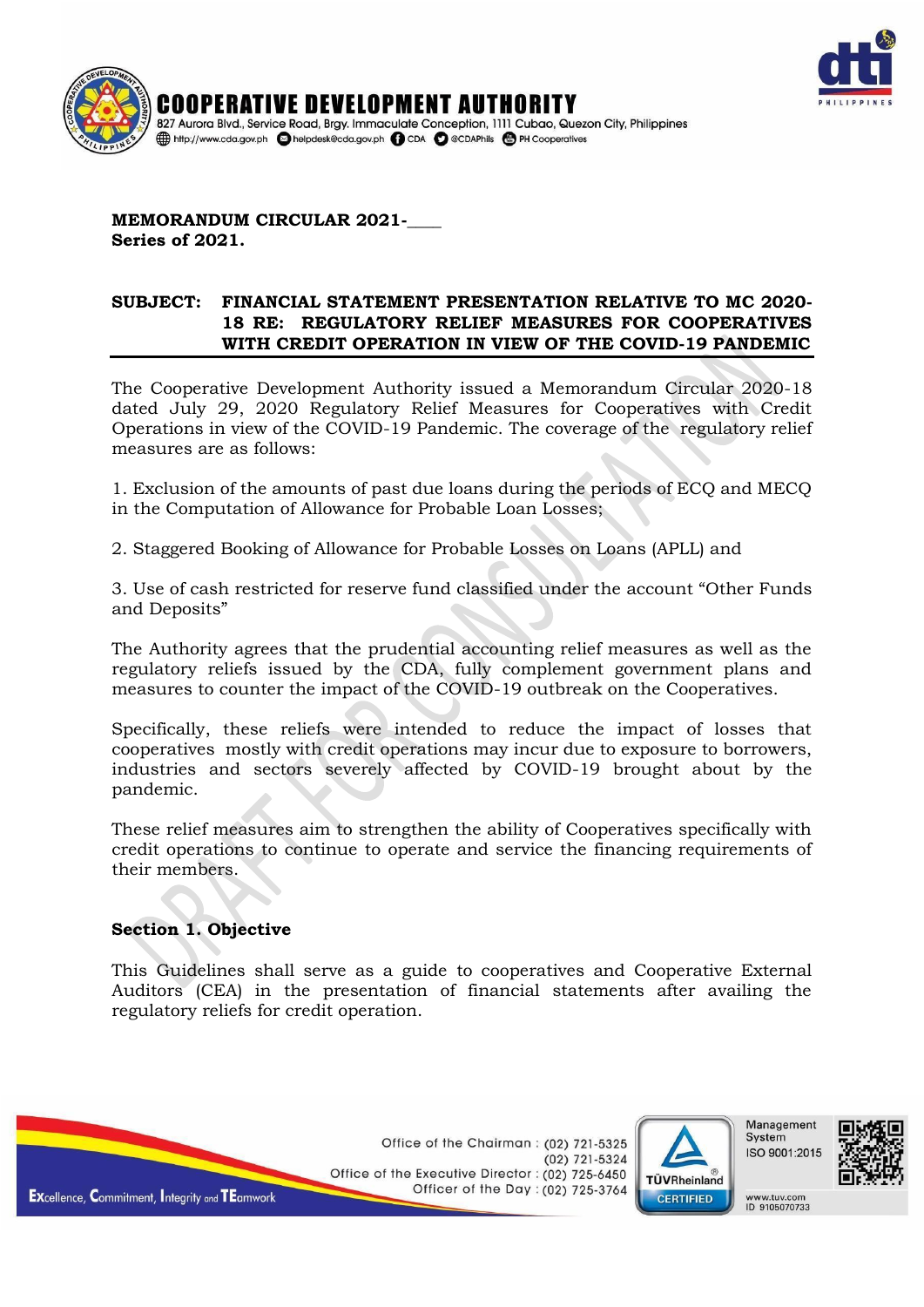**MEMORANDUM CIRCULAR 2021-\_\_\_\_**
**Series of 2021.**

**SUBJECT: FINANCIAL STATEMENT PRESENTATION RELATIVE TO MC 2020-18 RE: REGULATORY RELIEF MEASURES FOR COOPERATIVES WITH CREDIT OPERATION IN VIEW OF THE COVID-19 PANDEMIC**

The Cooperative Development Authority issued a Memorandum Circular 2020-18 dated July 29, 2020 Regulatory Relief Measures for Cooperatives with Credit Operations in view of the COVID-19 Pandemic. The coverage of the regulatory relief measures are as follows:

1. Exclusion of the amounts of past due loans during the periods of ECQ and MECQ in the Computation of Allowance for Probable Loan Losses;

2. Staggered Booking of Allowance for Probable Losses on Loans (APLL) and

3. Use of cash restricted for reserve fund classified under the account "Other Funds and Deposits"

The Authority agrees that the prudential accounting relief measures as well as the regulatory reliefs issued by the CDA, fully complement government plans and measures to counter the impact of the COVID-19 outbreak on the Cooperatives.

Specifically, these reliefs were intended to reduce the impact of losses that cooperatives mostly with credit operations may incur due to exposure to borrowers, industries and sectors severely affected by COVID-19 brought about by the pandemic.

These relief measures aim to strengthen the ability of Cooperatives specifically with credit operations to continue to operate and service the financing requirements of their members.

## Section 1. Objective

This Guidelines shall serve as a guide to cooperatives and Cooperative External Auditors (CEA) in the presentation of financial statements after availing the regulatory reliefs for credit operation.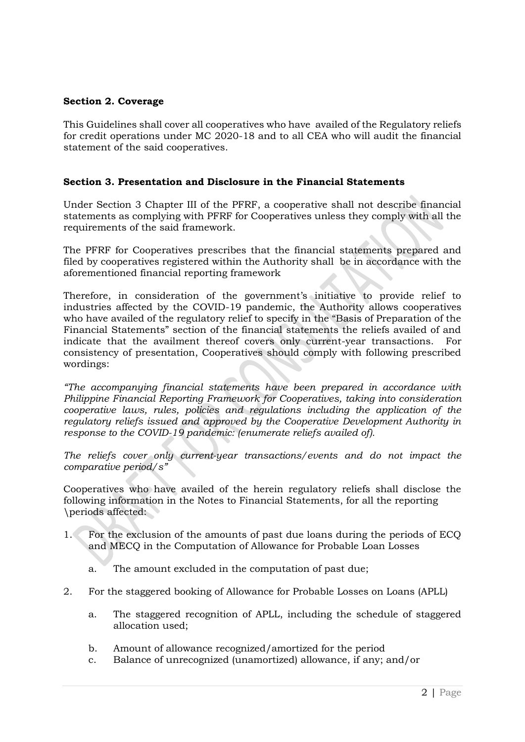**Section 2. Coverage**

This Guidelines shall cover all cooperatives who have availed of the Regulatory reliefs for credit operations under MC 2020-18 and to all CEA who will audit the financial statement of the said cooperatives.

**Section 3. Presentation and Disclosure in the Financial Statements**

Under Section 3 Chapter III of the PFRF, a cooperative shall not describe financial statements as complying with PFRF for Cooperatives unless they comply with all the requirements of the said framework.

The PFRF for Cooperatives prescribes that the financial statements prepared and filed by cooperatives registered within the Authority shall be in accordance with the aforementioned financial reporting framework

Therefore, in consideration of the government's initiative to provide relief to industries affected by the COVID-19 pandemic, the Authority allows cooperatives who have availed of the regulatory relief to specify in the "Basis of Preparation of the Financial Statements" section of the financial statements the reliefs availed of and indicate that the availment thereof covers only current-year transactions. For consistency of presentation, Cooperatives should comply with following prescribed wordings:

*"The accompanying financial statements have been prepared in accordance with Philippine Financial Reporting Framework for Cooperatives, taking into consideration cooperative laws, rules, policies and regulations including the application of the regulatory reliefs issued and approved by the Cooperative Development Authority in response to the COVID-19 pandemic: (enumerate reliefs availed of).*

*The reliefs cover only current-year transactions/events and do not impact the comparative period/s"*

Cooperatives who have availed of the herein regulatory reliefs shall disclose the following information in the Notes to Financial Statements, for all the reporting \periods affected:

1. For the exclusion of the amounts of past due loans during the periods of ECQ and MECQ in the Computation of Allowance for Probable Loan Losses

    a. The amount excluded in the computation of past due;

2. For the staggered booking of Allowance for Probable Losses on Loans (APLL)

    a. The staggered recognition of APLL, including the schedule of staggered allocation used;

    b. Amount of allowance recognized/amortized for the period

    c. Balance of unrecognized (unamortized) allowance, if any; and/or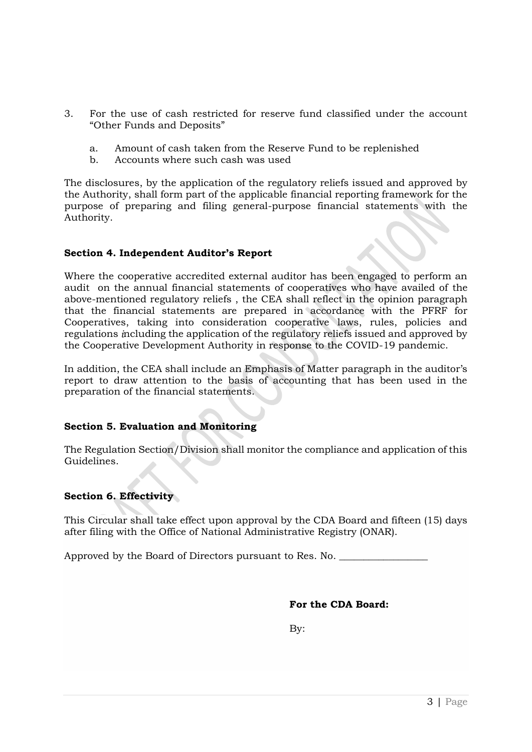3. For the use of cash restricted for reserve fund classified under the account "Other Funds and Deposits"

   a. Amount of cash taken from the Reserve Fund to be replenished
   b. Accounts where such cash was used

The disclosures, by the application of the regulatory reliefs issued and approved by the Authority, shall form part of the applicable financial reporting framework for the purpose of preparing and filing general-purpose financial statements with the Authority.

### Section 4. Independent Auditor's Report

Where the cooperative accredited external auditor has been engaged to perform an audit on the annual financial statements of cooperatives who have availed of the above-mentioned regulatory reliefs , the CEA shall reflect in the opinion paragraph that the financial statements are prepared in accordance with the PFRF for Cooperatives, taking into consideration cooperative laws, rules, policies and regulations including the application of the regulatory reliefs issued and approved by the Cooperative Development Authority in response to the COVID-19 pandemic.

In addition, the CEA shall include an Emphasis of Matter paragraph in the auditor's report to draw attention to the basis of accounting that has been used in the preparation of the financial statements.

### Section 5. Evaluation and Monitoring

The Regulation Section/Division shall monitor the compliance and application of this Guidelines.

### Section 6. Effectivity

This Circular shall take effect upon approval by the CDA Board and fifteen (15) days after filing with the Office of National Administrative Registry (ONAR).

Approved by the Board of Directors pursuant to Res. No. _________________

**For the CDA Board:**

By: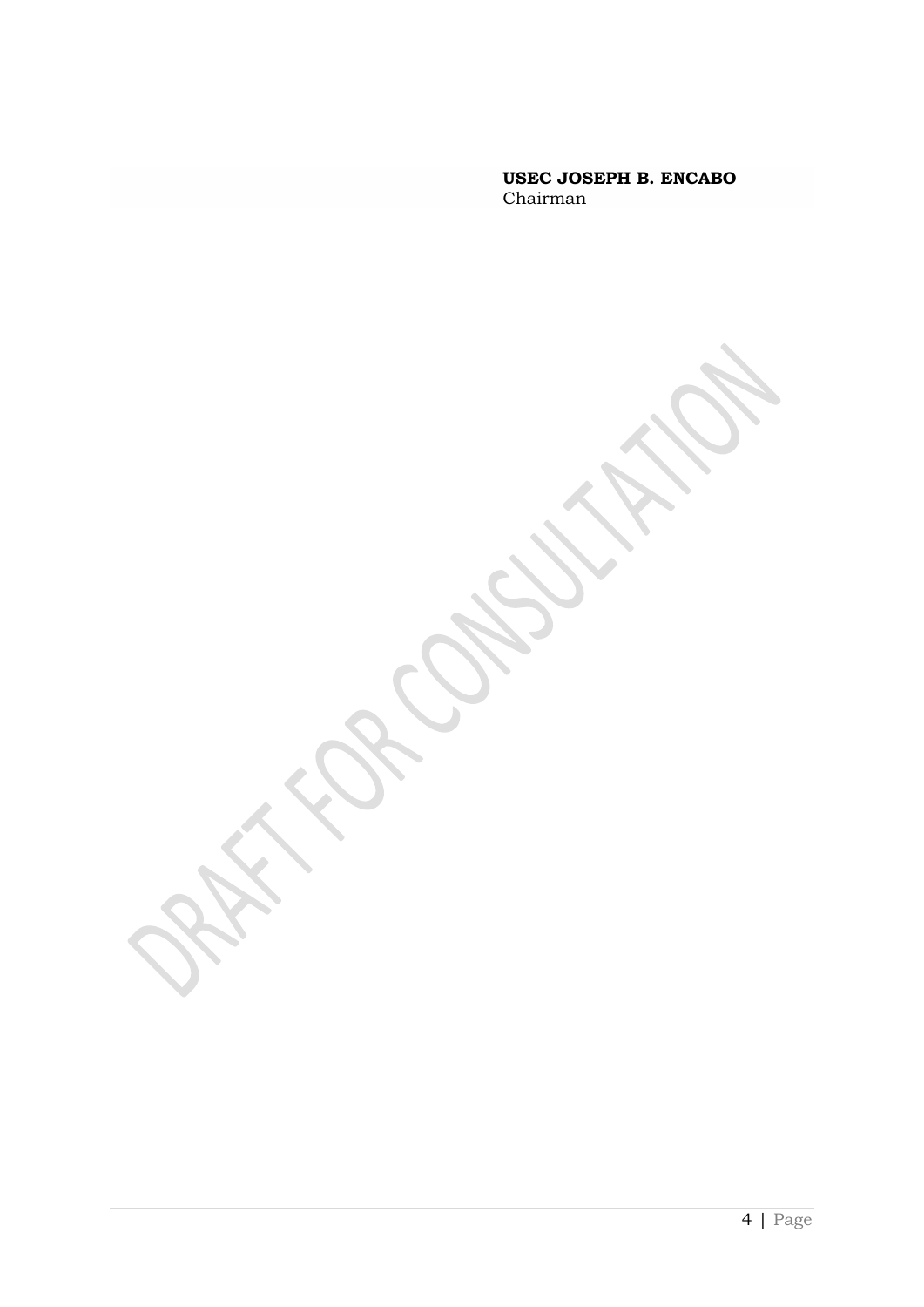**USEC JOSEPH B. ENCABO**
Chairman